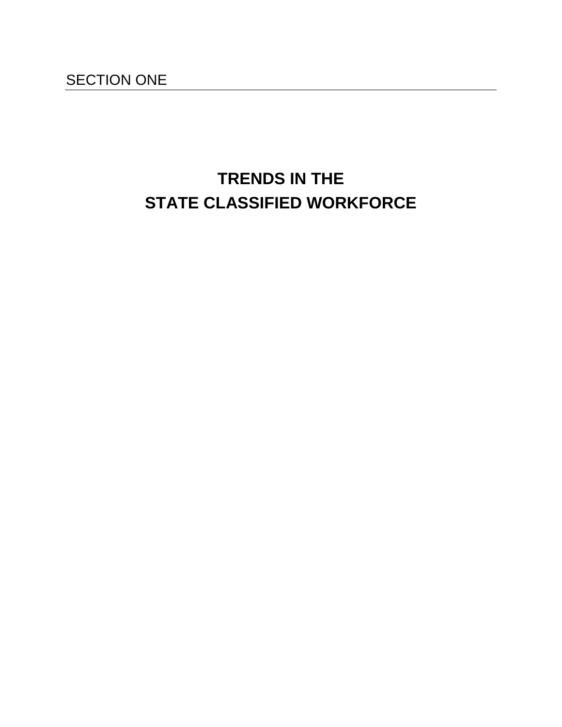SECTION ONE

# TRENDS IN THE STATE CLASSIFIED WORKFORCE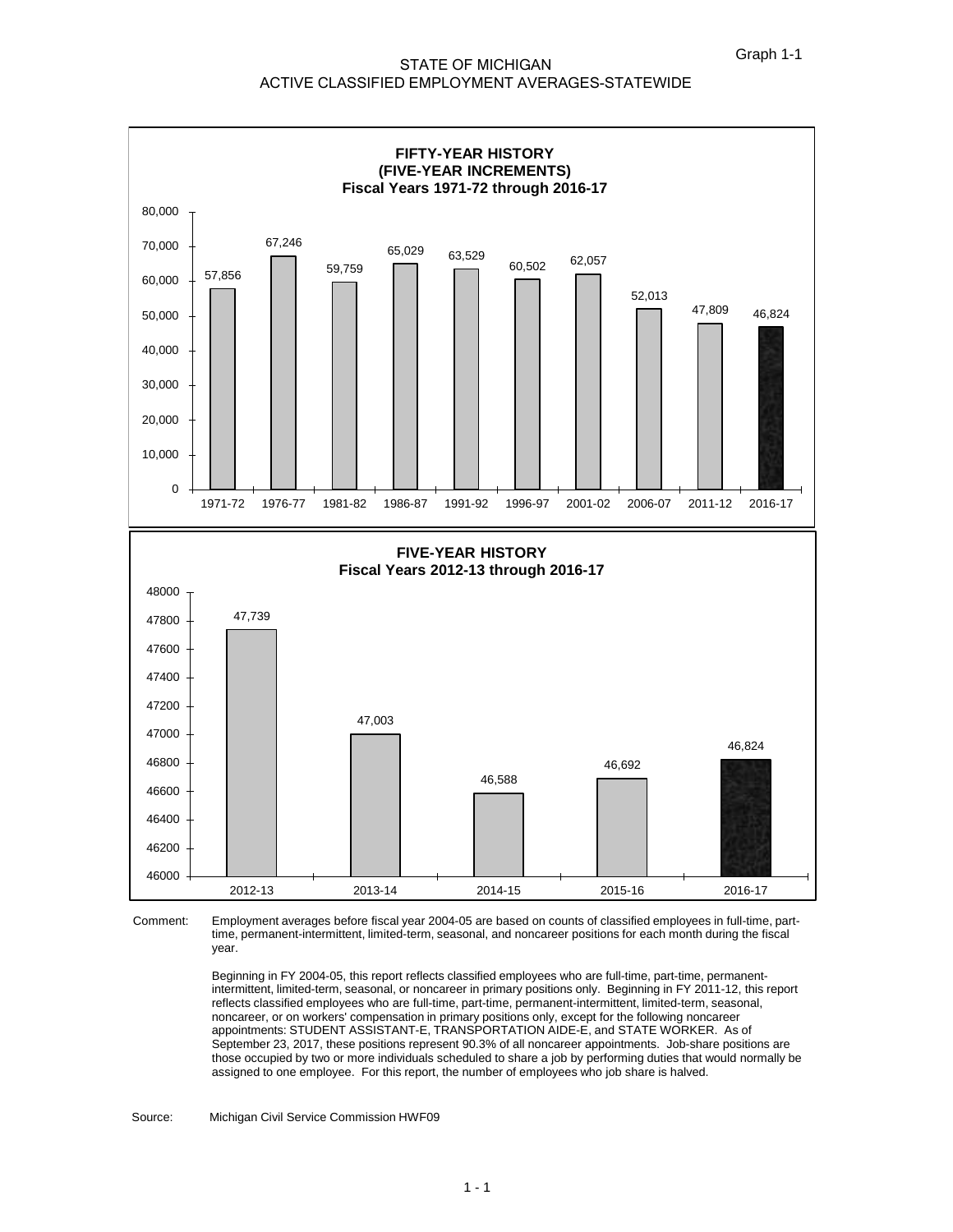Graph 1-1

# STATE OF MICHIGAN
## ACTIVE CLASSIFIED EMPLOYMENT AVERAGES-STATEWIDE

### FIFTY-YEAR HISTORY (FIVE-YEAR INCREMENTS)
**Fiscal Years 1971-72 through 2016-17**

| Fiscal Year | Employment Average |
|---|---|
| 1971-72 | 57,856 |
| 1976-77 | 67,246 |
| 1981-82 | 59,759 |
| 1986-87 | 65,029 |
| 1991-92 | 63,529 |
| 1996-97 | 60,502 |
| 2001-02 | 62,057 |
| 2006-07 | 52,013 |
| 2011-12 | 47,809 |
| 2016-17 | 46,824 |

### FIVE-YEAR HISTORY
**Fiscal Years 2012-13 through 2016-17**

| Fiscal Year | Employment Average |
|---|---|
| 2012-13 | 47,739 |
| 2013-14 | 47,003 |
| 2014-15 | 46,588 |
| 2015-16 | 46,692 |
| 2016-17 | 46,824 |

Comment: Employment averages before fiscal year 2004-05 are based on counts of classified employees in full-time, part-time, permanent-intermittent, limited-term, seasonal, and noncareer positions for each month during the fiscal year.

Beginning in FY 2004-05, this report reflects classified employees who are full-time, part-time, permanent-intermittent, limited-term, seasonal, or noncareer in primary positions only. Beginning in FY 2011-12, this report reflects classified employees who are full-time, part-time, permanent-intermittent, limited-term, seasonal, noncareer, or on workers' compensation in primary positions only, except for the following noncareer appointments: STUDENT ASSISTANT-E, TRANSPORTATION AIDE-E, and STATE WORKER. As of September 23, 2017, these positions represent 90.3% of all noncareer appointments. Job-share positions are those occupied by two or more individuals scheduled to share a job by performing duties that would normally be assigned to one employee. For this report, the number of employees who job share is halved.

Source: Michigan Civil Service Commission HWF09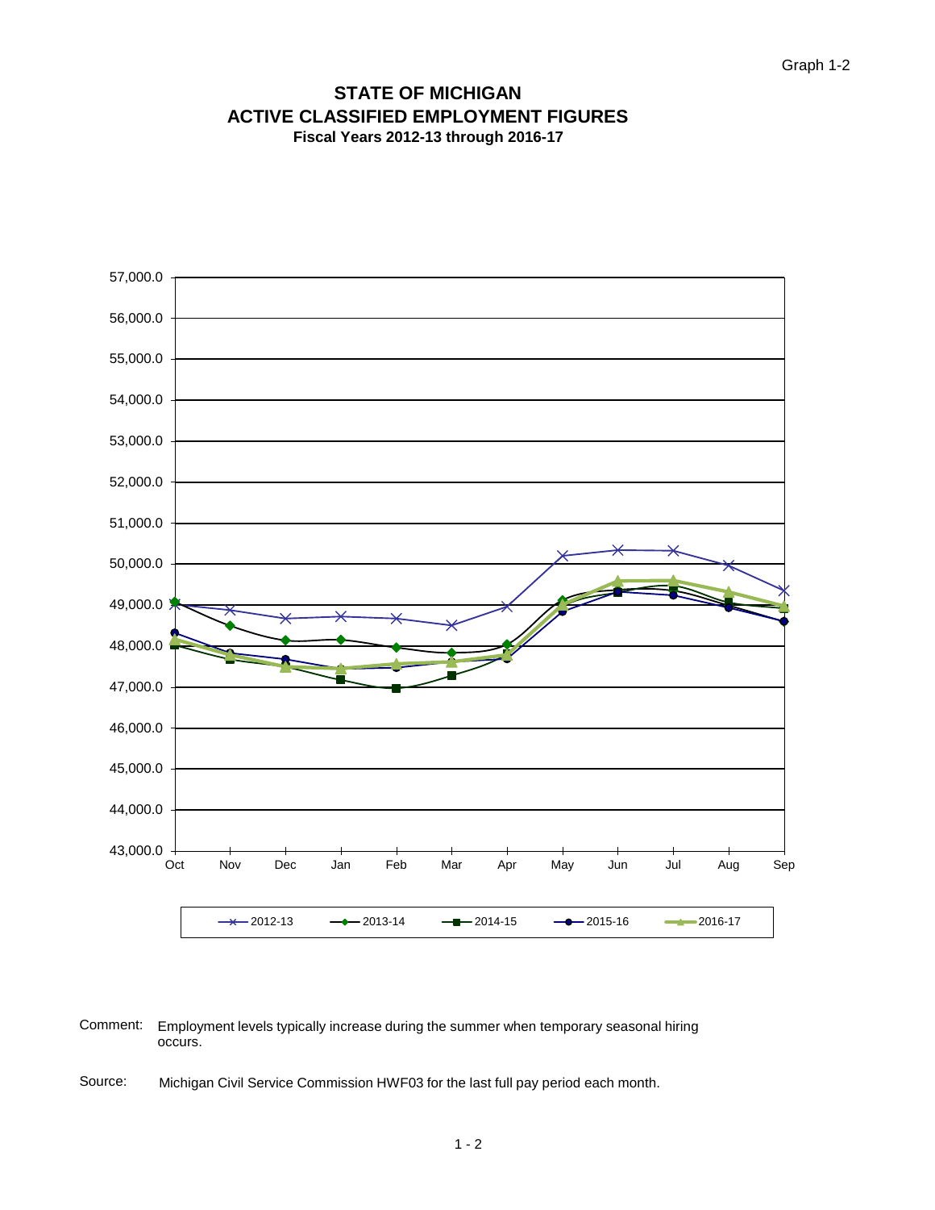Graph 1-2

# STATE OF MICHIGAN
## ACTIVE CLASSIFIED EMPLOYMENT FIGURES
### Fiscal Years 2012-13 through 2016-17

57,000.0
56,000.0
55,000.0
54,000.0
53,000.0
52,000.0
51,000.0
50,000.0
49,000.0
48,000.0
47,000.0
46,000.0
45,000.0
44,000.0
43,000.0

Oct Nov Dec Jan Feb Mar Apr May Jun Jul Aug Sep

2012-13 2013-14 2014-15 2015-16 2016-17

Comment: Employment levels typically increase during the summer when temporary seasonal hiring occurs.

Source: Michigan Civil Service Commission HWF03 for the last full pay period each month.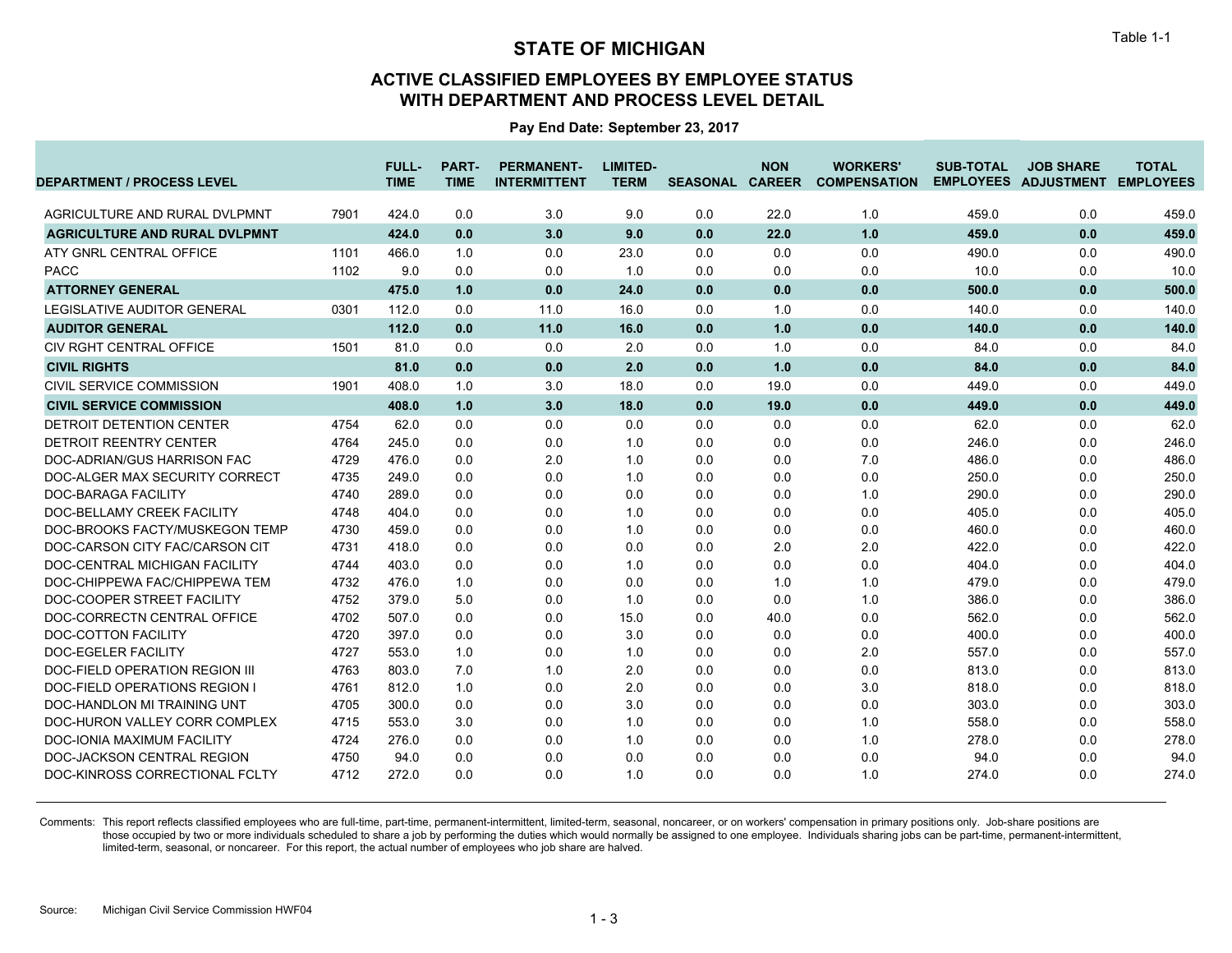Table 1-1

# STATE OF MICHIGAN

## ACTIVE CLASSIFIED EMPLOYEES BY EMPLOYEE STATUS WITH DEPARTMENT AND PROCESS LEVEL DETAIL

**Pay End Date: September 23, 2017**

| DEPARTMENT / PROCESS LEVEL | | FULL-TIME | PART-TIME | PERMANENT-INTERMITTENT | LIMITED-TERM | SEASONAL | NON CAREER | WORKERS' COMPENSATION | SUB-TOTAL EMPLOYEES | JOB SHARE ADJUSTMENT | TOTAL EMPLOYEES |
|---|---|---|---|---|---|---|---|---|---|---|---|
| AGRICULTURE AND RURAL DVLPMNT | 7901 | 424.0 | 0.0 | 3.0 | 9.0 | 0.0 | 22.0 | 1.0 | 459.0 | 0.0 | 459.0 |
| **AGRICULTURE AND RURAL DVLPMNT** | | **424.0** | **0.0** | **3.0** | **9.0** | **0.0** | **22.0** | **1.0** | **459.0** | **0.0** | **459.0** |
| ATY GNRL CENTRAL OFFICE | 1101 | 466.0 | 1.0 | 0.0 | 23.0 | 0.0 | 0.0 | 0.0 | 490.0 | 0.0 | 490.0 |
| PACC | 1102 | 9.0 | 0.0 | 0.0 | 1.0 | 0.0 | 0.0 | 0.0 | 10.0 | 0.0 | 10.0 |
| **ATTORNEY GENERAL** | | **475.0** | **1.0** | **0.0** | **24.0** | **0.0** | **0.0** | **0.0** | **500.0** | **0.0** | **500.0** |
| LEGISLATIVE AUDITOR GENERAL | 0301 | 112.0 | 0.0 | 11.0 | 16.0 | 0.0 | 1.0 | 0.0 | 140.0 | 0.0 | 140.0 |
| **AUDITOR GENERAL** | | **112.0** | **0.0** | **11.0** | **16.0** | **0.0** | **1.0** | **0.0** | **140.0** | **0.0** | **140.0** |
| CIV RGHT CENTRAL OFFICE | 1501 | 81.0 | 0.0 | 0.0 | 2.0 | 0.0 | 1.0 | 0.0 | 84.0 | 0.0 | 84.0 |
| **CIVIL RIGHTS** | | **81.0** | **0.0** | **0.0** | **2.0** | **0.0** | **1.0** | **0.0** | **84.0** | **0.0** | **84.0** |
| CIVIL SERVICE COMMISSION | 1901 | 408.0 | 1.0 | 3.0 | 18.0 | 0.0 | 19.0 | 0.0 | 449.0 | 0.0 | 449.0 |
| **CIVIL SERVICE COMMISSION** | | **408.0** | **1.0** | **3.0** | **18.0** | **0.0** | **19.0** | **0.0** | **449.0** | **0.0** | **449.0** |
| DETROIT DETENTION CENTER | 4754 | 62.0 | 0.0 | 0.0 | 0.0 | 0.0 | 0.0 | 0.0 | 62.0 | 0.0 | 62.0 |
| DETROIT REENTRY CENTER | 4764 | 245.0 | 0.0 | 0.0 | 1.0 | 0.0 | 0.0 | 0.0 | 246.0 | 0.0 | 246.0 |
| DOC-ADRIAN/GUS HARRISON FAC | 4729 | 476.0 | 0.0 | 2.0 | 1.0 | 0.0 | 0.0 | 7.0 | 486.0 | 0.0 | 486.0 |
| DOC-ALGER MAX SECURITY CORRECT | 4735 | 249.0 | 0.0 | 0.0 | 1.0 | 0.0 | 0.0 | 0.0 | 250.0 | 0.0 | 250.0 |
| DOC-BARAGA FACILITY | 4740 | 289.0 | 0.0 | 0.0 | 0.0 | 0.0 | 0.0 | 1.0 | 290.0 | 0.0 | 290.0 |
| DOC-BELLAMY CREEK FACILITY | 4748 | 404.0 | 0.0 | 0.0 | 1.0 | 0.0 | 0.0 | 0.0 | 405.0 | 0.0 | 405.0 |
| DOC-BROOKS FACTY/MUSKEGON TEMP | 4730 | 459.0 | 0.0 | 0.0 | 1.0 | 0.0 | 0.0 | 0.0 | 460.0 | 0.0 | 460.0 |
| DOC-CARSON CITY FAC/CARSON CIT | 4731 | 418.0 | 0.0 | 0.0 | 0.0 | 0.0 | 2.0 | 2.0 | 422.0 | 0.0 | 422.0 |
| DOC-CENTRAL MICHIGAN FACILITY | 4744 | 403.0 | 0.0 | 0.0 | 1.0 | 0.0 | 0.0 | 0.0 | 404.0 | 0.0 | 404.0 |
| DOC-CHIPPEWA FAC/CHIPPEWA TEM | 4732 | 476.0 | 1.0 | 0.0 | 0.0 | 0.0 | 1.0 | 1.0 | 479.0 | 0.0 | 479.0 |
| DOC-COOPER STREET FACILITY | 4752 | 379.0 | 5.0 | 0.0 | 1.0 | 0.0 | 0.0 | 1.0 | 386.0 | 0.0 | 386.0 |
| DOC-CORRECTN CENTRAL OFFICE | 4702 | 507.0 | 0.0 | 0.0 | 15.0 | 0.0 | 40.0 | 0.0 | 562.0 | 0.0 | 562.0 |
| DOC-COTTON FACILITY | 4720 | 397.0 | 0.0 | 0.0 | 3.0 | 0.0 | 0.0 | 0.0 | 400.0 | 0.0 | 400.0 |
| DOC-EGELER FACILITY | 4727 | 553.0 | 1.0 | 0.0 | 1.0 | 0.0 | 0.0 | 2.0 | 557.0 | 0.0 | 557.0 |
| DOC-FIELD OPERATION REGION III | 4763 | 803.0 | 7.0 | 1.0 | 2.0 | 0.0 | 0.0 | 0.0 | 813.0 | 0.0 | 813.0 |
| DOC-FIELD OPERATIONS REGION I | 4761 | 812.0 | 1.0 | 0.0 | 2.0 | 0.0 | 0.0 | 3.0 | 818.0 | 0.0 | 818.0 |
| DOC-HANDLON MI TRAINING UNT | 4705 | 300.0 | 0.0 | 0.0 | 3.0 | 0.0 | 0.0 | 0.0 | 303.0 | 0.0 | 303.0 |
| DOC-HURON VALLEY CORR COMPLEX | 4715 | 553.0 | 3.0 | 0.0 | 1.0 | 0.0 | 0.0 | 1.0 | 558.0 | 0.0 | 558.0 |
| DOC-IONIA MAXIMUM FACILITY | 4724 | 276.0 | 0.0 | 0.0 | 1.0 | 0.0 | 0.0 | 1.0 | 278.0 | 0.0 | 278.0 |
| DOC-JACKSON CENTRAL REGION | 4750 | 94.0 | 0.0 | 0.0 | 0.0 | 0.0 | 0.0 | 0.0 | 94.0 | 0.0 | 94.0 |
| DOC-KINROSS CORRECTIONAL FCLTY | 4712 | 272.0 | 0.0 | 0.0 | 1.0 | 0.0 | 0.0 | 1.0 | 274.0 | 0.0 | 274.0 |

Comments: This report reflects classified employees who are full-time, part-time, permanent-intermittent, limited-term, seasonal, noncareer, or on workers' compensation in primary positions only. Job-share positions are those occupied by two or more individuals scheduled to share a job by performing the duties which would normally be assigned to one employee. Individuals sharing jobs can be part-time, permanent-intermittent, limited-term, seasonal, or noncareer. For this report, the actual number of employees who job share are halved.

Source: Michigan Civil Service Commission HWF04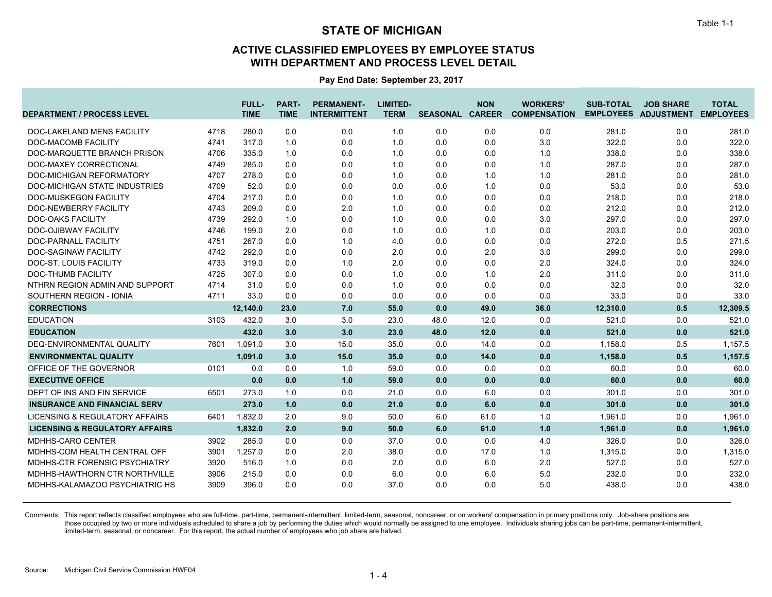Table 1-1

# STATE OF MICHIGAN

## ACTIVE CLASSIFIED EMPLOYEES BY EMPLOYEE STATUS WITH DEPARTMENT AND PROCESS LEVEL DETAIL

**Pay End Date: September 23, 2017**

| DEPARTMENT / PROCESS LEVEL | | FULL-TIME | PART-TIME | PERMANENT-INTERMITTENT | LIMITED-TERM | SEASONAL | NON CAREER | WORKERS' COMPENSATION | SUB-TOTAL EMPLOYEES | JOB SHARE ADJUSTMENT | TOTAL EMPLOYEES |
|---|---|---|---|---|---|---|---|---|---|---|---|
| DOC-LAKELAND MENS FACILITY | 4718 | 280.0 | 0.0 | 0.0 | 1.0 | 0.0 | 0.0 | 0.0 | 281.0 | 0.0 | 281.0 |
| DOC-MACOMB FACILITY | 4741 | 317.0 | 1.0 | 0.0 | 1.0 | 0.0 | 0.0 | 3.0 | 322.0 | 0.0 | 322.0 |
| DOC-MARQUETTE BRANCH PRISON | 4706 | 335.0 | 1.0 | 0.0 | 1.0 | 0.0 | 0.0 | 1.0 | 338.0 | 0.0 | 338.0 |
| DOC-MAXEY CORRECTIONAL | 4749 | 285.0 | 0.0 | 0.0 | 1.0 | 0.0 | 0.0 | 1.0 | 287.0 | 0.0 | 287.0 |
| DOC-MICHIGAN REFORMATORY | 4707 | 278.0 | 0.0 | 0.0 | 1.0 | 0.0 | 1.0 | 1.0 | 281.0 | 0.0 | 281.0 |
| DOC-MICHIGAN STATE INDUSTRIES | 4709 | 52.0 | 0.0 | 0.0 | 0.0 | 0.0 | 1.0 | 0.0 | 53.0 | 0.0 | 53.0 |
| DOC-MUSKEGON FACILITY | 4704 | 217.0 | 0.0 | 0.0 | 1.0 | 0.0 | 0.0 | 0.0 | 218.0 | 0.0 | 218.0 |
| DOC-NEWBERRY FACILITY | 4743 | 209.0 | 0.0 | 2.0 | 1.0 | 0.0 | 0.0 | 0.0 | 212.0 | 0.0 | 212.0 |
| DOC-OAKS FACILITY | 4739 | 292.0 | 1.0 | 0.0 | 1.0 | 0.0 | 0.0 | 3.0 | 297.0 | 0.0 | 297.0 |
| DOC-OJIBWAY FACILITY | 4746 | 199.0 | 2.0 | 0.0 | 1.0 | 0.0 | 1.0 | 0.0 | 203.0 | 0.0 | 203.0 |
| DOC-PARNALL FACILITY | 4751 | 267.0 | 0.0 | 1.0 | 4.0 | 0.0 | 0.0 | 0.0 | 272.0 | 0.5 | 271.5 |
| DOC-SAGINAW FACILITY | 4742 | 292.0 | 0.0 | 0.0 | 2.0 | 0.0 | 2.0 | 3.0 | 299.0 | 0.0 | 299.0 |
| DOC-ST. LOUIS FACILITY | 4733 | 319.0 | 0.0 | 1.0 | 2.0 | 0.0 | 0.0 | 2.0 | 324.0 | 0.0 | 324.0 |
| DOC-THUMB FACILITY | 4725 | 307.0 | 0.0 | 0.0 | 1.0 | 0.0 | 1.0 | 2.0 | 311.0 | 0.0 | 311.0 |
| NTHRN REGION ADMIN AND SUPPORT | 4714 | 31.0 | 0.0 | 0.0 | 1.0 | 0.0 | 0.0 | 0.0 | 32.0 | 0.0 | 32.0 |
| SOUTHERN REGION - IONIA | 4711 | 33.0 | 0.0 | 0.0 | 0.0 | 0.0 | 0.0 | 0.0 | 33.0 | 0.0 | 33.0 |
| **CORRECTIONS** | | **12,140.0** | **23.0** | **7.0** | **55.0** | **0.0** | **49.0** | **36.0** | **12,310.0** | **0.5** | **12,309.5** |
| EDUCATION | 3103 | 432.0 | 3.0 | 3.0 | 23.0 | 48.0 | 12.0 | 0.0 | 521.0 | 0.0 | 521.0 |
| **EDUCATION** | | **432.0** | **3.0** | **3.0** | **23.0** | **48.0** | **12.0** | **0.0** | **521.0** | **0.0** | **521.0** |
| DEQ-ENVIRONMENTAL QUALITY | 7601 | 1,091.0 | 3.0 | 15.0 | 35.0 | 0.0 | 14.0 | 0.0 | 1,158.0 | 0.5 | 1,157.5 |
| **ENVIRONMENTAL QUALITY** | | **1,091.0** | **3.0** | **15.0** | **35.0** | **0.0** | **14.0** | **0.0** | **1,158.0** | **0.5** | **1,157.5** |
| OFFICE OF THE GOVERNOR | 0101 | 0.0 | 0.0 | 1.0 | 59.0 | 0.0 | 0.0 | 0.0 | 60.0 | 0.0 | 60.0 |
| **EXECUTIVE OFFICE** | | **0.0** | **0.0** | **1.0** | **59.0** | **0.0** | **0.0** | **0.0** | **60.0** | **0.0** | **60.0** |
| DEPT OF INS AND FIN SERVICE | 6501 | 273.0 | 1.0 | 0.0 | 21.0 | 0.0 | 6.0 | 0.0 | 301.0 | 0.0 | 301.0 |
| **INSURANCE AND FINANCIAL SERV** | | **273.0** | **1.0** | **0.0** | **21.0** | **0.0** | **6.0** | **0.0** | **301.0** | **0.0** | **301.0** |
| LICENSING & REGULATORY AFFAIRS | 6401 | 1,832.0 | 2.0 | 9.0 | 50.0 | 6.0 | 61.0 | 1.0 | 1,961.0 | 0.0 | 1,961.0 |
| **LICENSING & REGULATORY AFFAIRS** | | **1,832.0** | **2.0** | **9.0** | **50.0** | **6.0** | **61.0** | **1.0** | **1,961.0** | **0.0** | **1,961.0** |
| MDHHS-CARO CENTER | 3902 | 285.0 | 0.0 | 0.0 | 37.0 | 0.0 | 0.0 | 4.0 | 326.0 | 0.0 | 326.0 |
| MDHHS-COM HEALTH CENTRAL OFF | 3901 | 1,257.0 | 0.0 | 2.0 | 38.0 | 0.0 | 17.0 | 1.0 | 1,315.0 | 0.0 | 1,315.0 |
| MDHHS-CTR FORENSIC PSYCHIATRY | 3920 | 516.0 | 1.0 | 0.0 | 2.0 | 0.0 | 6.0 | 2.0 | 527.0 | 0.0 | 527.0 |
| MDHHS-HAWTHORN CTR NORTHVILLE | 3906 | 215.0 | 0.0 | 0.0 | 6.0 | 0.0 | 6.0 | 5.0 | 232.0 | 0.0 | 232.0 |
| MDHHS-KALAMAZOO PSYCHIATRIC HS | 3909 | 396.0 | 0.0 | 0.0 | 37.0 | 0.0 | 0.0 | 5.0 | 438.0 | 0.0 | 438.0 |

Comments: This report reflects classified employees who are full-time, part-time, permanent-intermittent, limited-term, seasonal, noncareer, or on workers' compensation in primary positions only. Job-share positions are those occupied by two or more individuals scheduled to share a job by performing the duties which would normally be assigned to one employee. Individuals sharing jobs can be part-time, permanent-intermittent, limited-term, seasonal, or noncareer. For this report, the actual number of employees who job share are halved.

Source: Michigan Civil Service Commission HWF04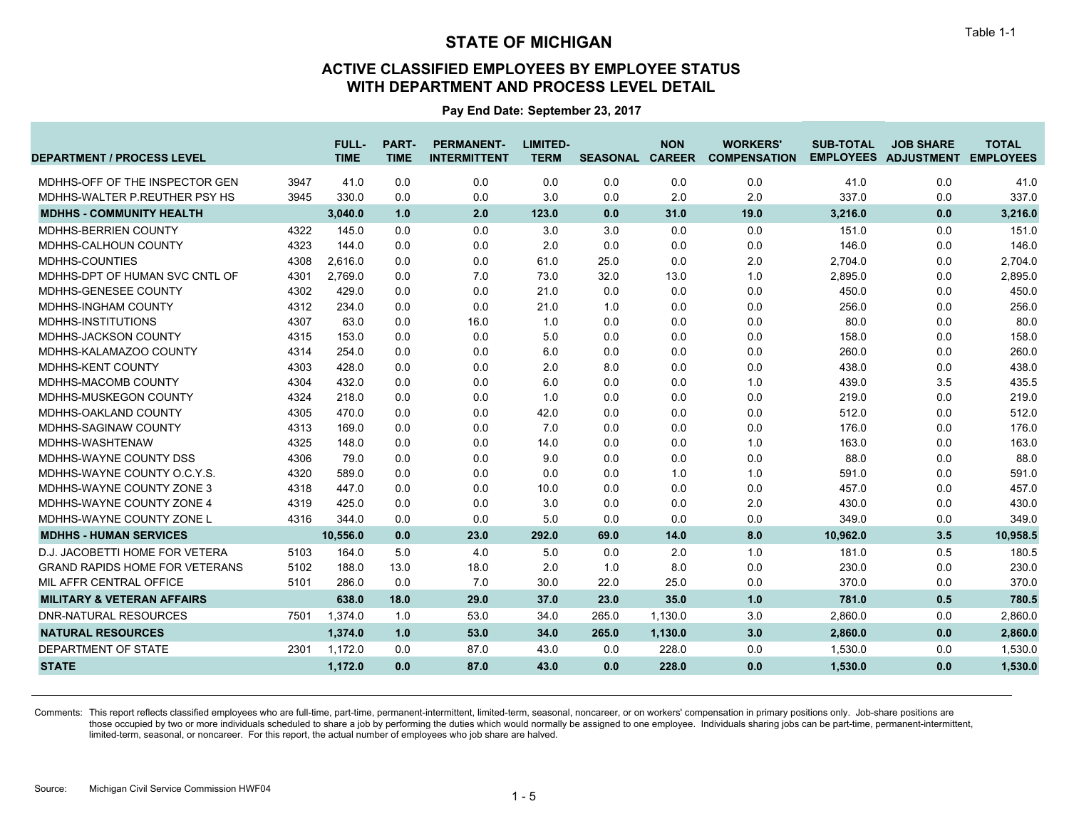# STATE OF MICHIGAN

Table 1-1

## ACTIVE CLASSIFIED EMPLOYEES BY EMPLOYEE STATUS WITH DEPARTMENT AND PROCESS LEVEL DETAIL

**Pay End Date: September 23, 2017**

| DEPARTMENT / PROCESS LEVEL | | FULL-TIME | PART-TIME | PERMANENT-INTERMITTENT | LIMITED-TERM | SEASONAL | NON CAREER | WORKERS' COMPENSATION | SUB-TOTAL EMPLOYEES | JOB SHARE ADJUSTMENT | TOTAL EMPLOYEES |
|---|---|---|---|---|---|---|---|---|---|---|---|
| MDHHS-OFF OF THE INSPECTOR GEN | 3947 | 41.0 | 0.0 | 0.0 | 0.0 | 0.0 | 0.0 | 0.0 | 41.0 | 0.0 | 41.0 |
| MDHHS-WALTER P.REUTHER PSY HS | 3945 | 330.0 | 0.0 | 0.0 | 3.0 | 0.0 | 2.0 | 2.0 | 337.0 | 0.0 | 337.0 |
| **MDHHS - COMMUNITY HEALTH** | | **3,040.0** | **1.0** | **2.0** | **123.0** | **0.0** | **31.0** | **19.0** | **3,216.0** | **0.0** | **3,216.0** |
| MDHHS-BERRIEN COUNTY | 4322 | 145.0 | 0.0 | 0.0 | 3.0 | 3.0 | 0.0 | 0.0 | 151.0 | 0.0 | 151.0 |
| MDHHS-CALHOUN COUNTY | 4323 | 144.0 | 0.0 | 0.0 | 2.0 | 0.0 | 0.0 | 0.0 | 146.0 | 0.0 | 146.0 |
| MDHHS-COUNTIES | 4308 | 2,616.0 | 0.0 | 0.0 | 61.0 | 25.0 | 0.0 | 2.0 | 2,704.0 | 0.0 | 2,704.0 |
| MDHHS-DPT OF HUMAN SVC CNTL OF | 4301 | 2,769.0 | 0.0 | 7.0 | 73.0 | 32.0 | 13.0 | 1.0 | 2,895.0 | 0.0 | 2,895.0 |
| MDHHS-GENESEE COUNTY | 4302 | 429.0 | 0.0 | 0.0 | 21.0 | 0.0 | 0.0 | 0.0 | 450.0 | 0.0 | 450.0 |
| MDHHS-INGHAM COUNTY | 4312 | 234.0 | 0.0 | 0.0 | 21.0 | 1.0 | 0.0 | 0.0 | 256.0 | 0.0 | 256.0 |
| MDHHS-INSTITUTIONS | 4307 | 63.0 | 0.0 | 16.0 | 1.0 | 0.0 | 0.0 | 0.0 | 80.0 | 0.0 | 80.0 |
| MDHHS-JACKSON COUNTY | 4315 | 153.0 | 0.0 | 0.0 | 5.0 | 0.0 | 0.0 | 0.0 | 158.0 | 0.0 | 158.0 |
| MDHHS-KALAMAZOO COUNTY | 4314 | 254.0 | 0.0 | 0.0 | 6.0 | 0.0 | 0.0 | 0.0 | 260.0 | 0.0 | 260.0 |
| MDHHS-KENT COUNTY | 4303 | 428.0 | 0.0 | 0.0 | 2.0 | 8.0 | 0.0 | 0.0 | 438.0 | 0.0 | 438.0 |
| MDHHS-MACOMB COUNTY | 4304 | 432.0 | 0.0 | 0.0 | 6.0 | 0.0 | 0.0 | 1.0 | 439.0 | 3.5 | 435.5 |
| MDHHS-MUSKEGON COUNTY | 4324 | 218.0 | 0.0 | 0.0 | 1.0 | 0.0 | 0.0 | 0.0 | 219.0 | 0.0 | 219.0 |
| MDHHS-OAKLAND COUNTY | 4305 | 470.0 | 0.0 | 0.0 | 42.0 | 0.0 | 0.0 | 0.0 | 512.0 | 0.0 | 512.0 |
| MDHHS-SAGINAW COUNTY | 4313 | 169.0 | 0.0 | 0.0 | 7.0 | 0.0 | 0.0 | 0.0 | 176.0 | 0.0 | 176.0 |
| MDHHS-WASHTENAW | 4325 | 148.0 | 0.0 | 0.0 | 14.0 | 0.0 | 0.0 | 1.0 | 163.0 | 0.0 | 163.0 |
| MDHHS-WAYNE COUNTY DSS | 4306 | 79.0 | 0.0 | 0.0 | 9.0 | 0.0 | 0.0 | 0.0 | 88.0 | 0.0 | 88.0 |
| MDHHS-WAYNE COUNTY O.C.Y.S. | 4320 | 589.0 | 0.0 | 0.0 | 0.0 | 0.0 | 1.0 | 1.0 | 591.0 | 0.0 | 591.0 |
| MDHHS-WAYNE COUNTY ZONE 3 | 4318 | 447.0 | 0.0 | 0.0 | 10.0 | 0.0 | 0.0 | 0.0 | 457.0 | 0.0 | 457.0 |
| MDHHS-WAYNE COUNTY ZONE 4 | 4319 | 425.0 | 0.0 | 0.0 | 3.0 | 0.0 | 0.0 | 2.0 | 430.0 | 0.0 | 430.0 |
| MDHHS-WAYNE COUNTY ZONE L | 4316 | 344.0 | 0.0 | 0.0 | 5.0 | 0.0 | 0.0 | 0.0 | 349.0 | 0.0 | 349.0 |
| **MDHHS - HUMAN SERVICES** | | **10,556.0** | **0.0** | **23.0** | **292.0** | **69.0** | **14.0** | **8.0** | **10,962.0** | **3.5** | **10,958.5** |
| D.J. JACOBETTI HOME FOR VETERA | 5103 | 164.0 | 5.0 | 4.0 | 5.0 | 0.0 | 2.0 | 1.0 | 181.0 | 0.5 | 180.5 |
| GRAND RAPIDS HOME FOR VETERANS | 5102 | 188.0 | 13.0 | 18.0 | 2.0 | 1.0 | 8.0 | 0.0 | 230.0 | 0.0 | 230.0 |
| MIL AFFR CENTRAL OFFICE | 5101 | 286.0 | 0.0 | 7.0 | 30.0 | 22.0 | 25.0 | 0.0 | 370.0 | 0.0 | 370.0 |
| **MILITARY & VETERAN AFFAIRS** | | **638.0** | **18.0** | **29.0** | **37.0** | **23.0** | **35.0** | **1.0** | **781.0** | **0.5** | **780.5** |
| DNR-NATURAL RESOURCES | 7501 | 1,374.0 | 1.0 | 53.0 | 34.0 | 265.0 | 1,130.0 | 3.0 | 2,860.0 | 0.0 | 2,860.0 |
| **NATURAL RESOURCES** | | **1,374.0** | **1.0** | **53.0** | **34.0** | **265.0** | **1,130.0** | **3.0** | **2,860.0** | **0.0** | **2,860.0** |
| DEPARTMENT OF STATE | 2301 | 1,172.0 | 0.0 | 87.0 | 43.0 | 0.0 | 228.0 | 0.0 | 1,530.0 | 0.0 | 1,530.0 |
| **STATE** | | **1,172.0** | **0.0** | **87.0** | **43.0** | **0.0** | **228.0** | **0.0** | **1,530.0** | **0.0** | **1,530.0** |

Comments: This report reflects classified employees who are full-time, part-time, permanent-intermittent, limited-term, seasonal, noncareer, or on workers' compensation in primary positions only. Job-share positions are those occupied by two or more individuals scheduled to share a job by performing the duties which would normally be assigned to one employee. Individuals sharing jobs can be part-time, permanent-intermittent, limited-term, seasonal, or noncareer. For this report, the actual number of employees who job share are halved.

Source: Michigan Civil Service Commission HWF04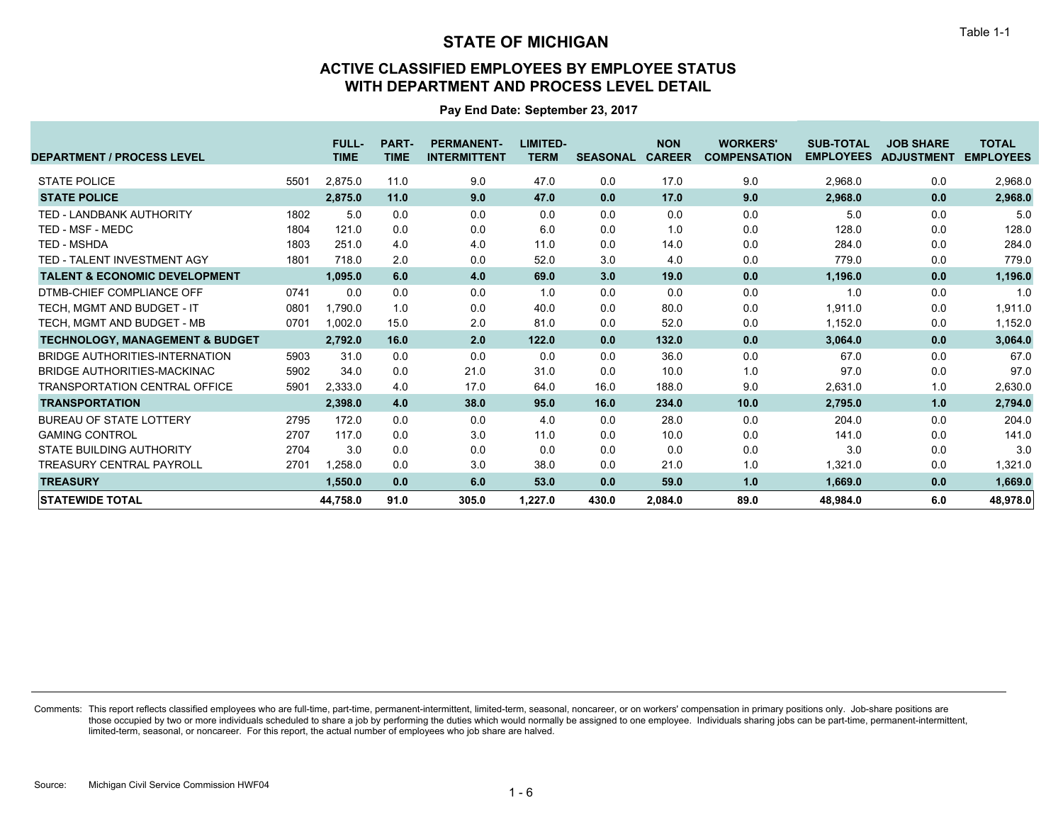Table 1-1

# STATE OF MICHIGAN

## ACTIVE CLASSIFIED EMPLOYEES BY EMPLOYEE STATUS WITH DEPARTMENT AND PROCESS LEVEL DETAIL

**Pay End Date: September 23, 2017**

| DEPARTMENT / PROCESS LEVEL | | FULL-TIME | PART-TIME | PERMANENT-INTERMITTENT | LIMITED-TERM | SEASONAL | NON CAREER | WORKERS' COMPENSATION | SUB-TOTAL EMPLOYEES | JOB SHARE ADJUSTMENT | TOTAL EMPLOYEES |
|---|---|---|---|---|---|---|---|---|---|---|---|
| STATE POLICE | 5501 | 2,875.0 | 11.0 | 9.0 | 47.0 | 0.0 | 17.0 | 9.0 | 2,968.0 | 0.0 | 2,968.0 |
| **STATE POLICE** | | **2,875.0** | **11.0** | **9.0** | **47.0** | **0.0** | **17.0** | **9.0** | **2,968.0** | **0.0** | **2,968.0** |
| TED - LANDBANK AUTHORITY | 1802 | 5.0 | 0.0 | 0.0 | 0.0 | 0.0 | 0.0 | 0.0 | 5.0 | 0.0 | 5.0 |
| TED - MSF - MEDC | 1804 | 121.0 | 0.0 | 0.0 | 6.0 | 0.0 | 1.0 | 0.0 | 128.0 | 0.0 | 128.0 |
| TED - MSHDA | 1803 | 251.0 | 4.0 | 4.0 | 11.0 | 0.0 | 14.0 | 0.0 | 284.0 | 0.0 | 284.0 |
| TED - TALENT INVESTMENT AGY | 1801 | 718.0 | 2.0 | 0.0 | 52.0 | 3.0 | 4.0 | 0.0 | 779.0 | 0.0 | 779.0 |
| **TALENT & ECONOMIC DEVELOPMENT** | | **1,095.0** | **6.0** | **4.0** | **69.0** | **3.0** | **19.0** | **0.0** | **1,196.0** | **0.0** | **1,196.0** |
| DTMB-CHIEF COMPLIANCE OFF | 0741 | 0.0 | 0.0 | 0.0 | 1.0 | 0.0 | 0.0 | 0.0 | 1.0 | 0.0 | 1.0 |
| TECH, MGMT AND BUDGET - IT | 0801 | 1,790.0 | 1.0 | 0.0 | 40.0 | 0.0 | 80.0 | 0.0 | 1,911.0 | 0.0 | 1,911.0 |
| TECH, MGMT AND BUDGET - MB | 0701 | 1,002.0 | 15.0 | 2.0 | 81.0 | 0.0 | 52.0 | 0.0 | 1,152.0 | 0.0 | 1,152.0 |
| **TECHNOLOGY, MANAGEMENT & BUDGET** | | **2,792.0** | **16.0** | **2.0** | **122.0** | **0.0** | **132.0** | **0.0** | **3,064.0** | **0.0** | **3,064.0** |
| BRIDGE AUTHORITIES-INTERNATION | 5903 | 31.0 | 0.0 | 0.0 | 0.0 | 0.0 | 36.0 | 0.0 | 67.0 | 0.0 | 67.0 |
| BRIDGE AUTHORITIES-MACKINAC | 5902 | 34.0 | 0.0 | 21.0 | 31.0 | 0.0 | 10.0 | 1.0 | 97.0 | 0.0 | 97.0 |
| TRANSPORTATION CENTRAL OFFICE | 5901 | 2,333.0 | 4.0 | 17.0 | 64.0 | 16.0 | 188.0 | 9.0 | 2,631.0 | 1.0 | 2,630.0 |
| **TRANSPORTATION** | | **2,398.0** | **4.0** | **38.0** | **95.0** | **16.0** | **234.0** | **10.0** | **2,795.0** | **1.0** | **2,794.0** |
| BUREAU OF STATE LOTTERY | 2795 | 172.0 | 0.0 | 0.0 | 4.0 | 0.0 | 28.0 | 0.0 | 204.0 | 0.0 | 204.0 |
| GAMING CONTROL | 2707 | 117.0 | 0.0 | 3.0 | 11.0 | 0.0 | 10.0 | 0.0 | 141.0 | 0.0 | 141.0 |
| STATE BUILDING AUTHORITY | 2704 | 3.0 | 0.0 | 0.0 | 0.0 | 0.0 | 0.0 | 0.0 | 3.0 | 0.0 | 3.0 |
| TREASURY CENTRAL PAYROLL | 2701 | 1,258.0 | 0.0 | 3.0 | 38.0 | 0.0 | 21.0 | 1.0 | 1,321.0 | 0.0 | 1,321.0 |
| **TREASURY** | | **1,550.0** | **0.0** | **6.0** | **53.0** | **0.0** | **59.0** | **1.0** | **1,669.0** | **0.0** | **1,669.0** |
| **STATEWIDE TOTAL** | | **44,758.0** | **91.0** | **305.0** | **1,227.0** | **430.0** | **2,084.0** | **89.0** | **48,984.0** | **6.0** | **48,978.0** |

Comments: This report reflects classified employees who are full-time, part-time, permanent-intermittent, limited-term, seasonal, noncareer, or on workers' compensation in primary positions only. Job-share positions are those occupied by two or more individuals scheduled to share a job by performing the duties which would normally be assigned to one employee. Individuals sharing jobs can be part-time, permanent-intermittent, limited-term, seasonal, or noncareer. For this report, the actual number of employees who job share are halved.

Source: Michigan Civil Service Commission HWF04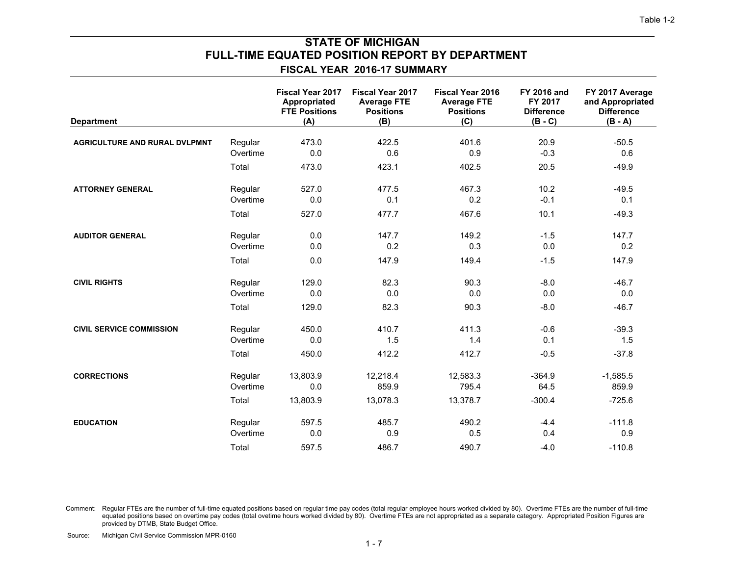Table 1-2

# STATE OF MICHIGAN
# FULL-TIME EQUATED POSITION REPORT BY DEPARTMENT
## FISCAL YEAR 2016-17 SUMMARY

| Department | | Fiscal Year 2017 Appropriated FTE Positions (A) | Fiscal Year 2017 Average FTE Positions (B) | Fiscal Year 2016 Average FTE Positions (C) | FY 2016 and FY 2017 Difference (B - C) | FY 2017 Average and Appropriated Difference (B - A) |
|---|---|---|---|---|---|---|
| **AGRICULTURE AND RURAL DVLPMNT** | Regular | 473.0 | 422.5 | 401.6 | 20.9 | -50.5 |
| | Overtime | 0.0 | 0.6 | 0.9 | -0.3 | 0.6 |
| | Total | 473.0 | 423.1 | 402.5 | 20.5 | -49.9 |
| **ATTORNEY GENERAL** | Regular | 527.0 | 477.5 | 467.3 | 10.2 | -49.5 |
| | Overtime | 0.0 | 0.1 | 0.2 | -0.1 | 0.1 |
| | Total | 527.0 | 477.7 | 467.6 | 10.1 | -49.3 |
| **AUDITOR GENERAL** | Regular | 0.0 | 147.7 | 149.2 | -1.5 | 147.7 |
| | Overtime | 0.0 | 0.2 | 0.3 | 0.0 | 0.2 |
| | Total | 0.0 | 147.9 | 149.4 | -1.5 | 147.9 |
| **CIVIL RIGHTS** | Regular | 129.0 | 82.3 | 90.3 | -8.0 | -46.7 |
| | Overtime | 0.0 | 0.0 | 0.0 | 0.0 | 0.0 |
| | Total | 129.0 | 82.3 | 90.3 | -8.0 | -46.7 |
| **CIVIL SERVICE COMMISSION** | Regular | 450.0 | 410.7 | 411.3 | -0.6 | -39.3 |
| | Overtime | 0.0 | 1.5 | 1.4 | 0.1 | 1.5 |
| | Total | 450.0 | 412.2 | 412.7 | -0.5 | -37.8 |
| **CORRECTIONS** | Regular | 13,803.9 | 12,218.4 | 12,583.3 | -364.9 | -1,585.5 |
| | Overtime | 0.0 | 859.9 | 795.4 | 64.5 | 859.9 |
| | Total | 13,803.9 | 13,078.3 | 13,378.7 | -300.4 | -725.6 |
| **EDUCATION** | Regular | 597.5 | 485.7 | 490.2 | -4.4 | -111.8 |
| | Overtime | 0.0 | 0.9 | 0.5 | 0.4 | 0.9 |
| | Total | 597.5 | 486.7 | 490.7 | -4.0 | -110.8 |

Comment: Regular FTEs are the number of full-time equated positions based on regular time pay codes (total regular employee hours worked divided by 80). Overtime FTEs are the number of full-time equated positions based on overtime pay codes (total ovetime hours worked divided by 80). Overtime FTEs are not appropriated as a separate category. Appropriated Position Figures are provided by DTMB, State Budget Office.

Source: Michigan Civil Service Commission MPR-0160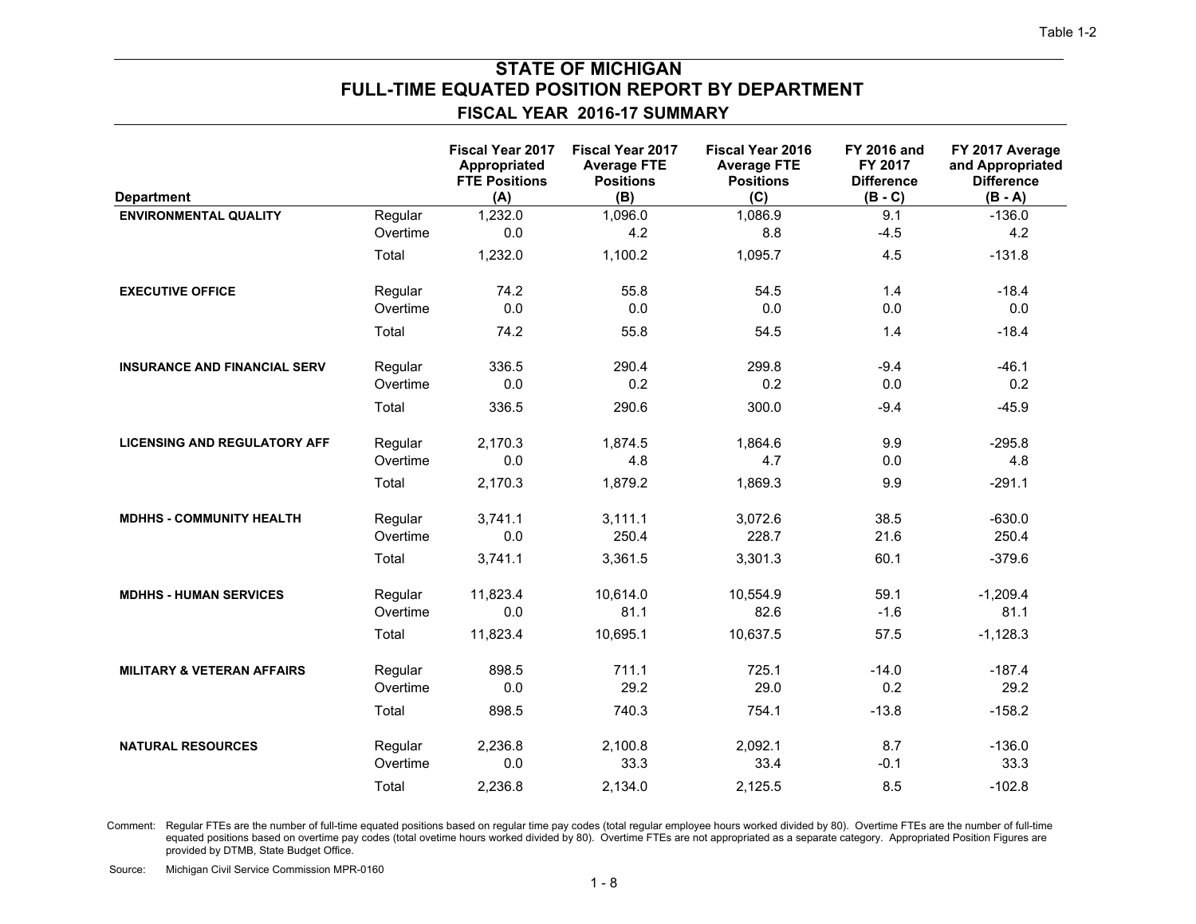Table 1-2

# STATE OF MICHIGAN
## FULL-TIME EQUATED POSITION REPORT BY DEPARTMENT
### FISCAL YEAR 2016-17 SUMMARY

| Department | | Fiscal Year 2017 Appropriated FTE Positions (A) | Fiscal Year 2017 Average FTE Positions (B) | Fiscal Year 2016 Average FTE Positions (C) | FY 2016 and FY 2017 Difference (B - C) | FY 2017 Average and Appropriated Difference (B - A) |
|---|---|---|---|---|---|---|
| **ENVIRONMENTAL QUALITY** | Regular | 1,232.0 | 1,096.0 | 1,086.9 | 9.1 | -136.0 |
| | Overtime | 0.0 | 4.2 | 8.8 | -4.5 | 4.2 |
| | Total | 1,232.0 | 1,100.2 | 1,095.7 | 4.5 | -131.8 |
| **EXECUTIVE OFFICE** | Regular | 74.2 | 55.8 | 54.5 | 1.4 | -18.4 |
| | Overtime | 0.0 | 0.0 | 0.0 | 0.0 | 0.0 |
| | Total | 74.2 | 55.8 | 54.5 | 1.4 | -18.4 |
| **INSURANCE AND FINANCIAL SERV** | Regular | 336.5 | 290.4 | 299.8 | -9.4 | -46.1 |
| | Overtime | 0.0 | 0.2 | 0.2 | 0.0 | 0.2 |
| | Total | 336.5 | 290.6 | 300.0 | -9.4 | -45.9 |
| **LICENSING AND REGULATORY AFF** | Regular | 2,170.3 | 1,874.5 | 1,864.6 | 9.9 | -295.8 |
| | Overtime | 0.0 | 4.8 | 4.7 | 0.0 | 4.8 |
| | Total | 2,170.3 | 1,879.2 | 1,869.3 | 9.9 | -291.1 |
| **MDHHS - COMMUNITY HEALTH** | Regular | 3,741.1 | 3,111.1 | 3,072.6 | 38.5 | -630.0 |
| | Overtime | 0.0 | 250.4 | 228.7 | 21.6 | 250.4 |
| | Total | 3,741.1 | 3,361.5 | 3,301.3 | 60.1 | -379.6 |
| **MDHHS - HUMAN SERVICES** | Regular | 11,823.4 | 10,614.0 | 10,554.9 | 59.1 | -1,209.4 |
| | Overtime | 0.0 | 81.1 | 82.6 | -1.6 | 81.1 |
| | Total | 11,823.4 | 10,695.1 | 10,637.5 | 57.5 | -1,128.3 |
| **MILITARY & VETERAN AFFAIRS** | Regular | 898.5 | 711.1 | 725.1 | -14.0 | -187.4 |
| | Overtime | 0.0 | 29.2 | 29.0 | 0.2 | 29.2 |
| | Total | 898.5 | 740.3 | 754.1 | -13.8 | -158.2 |
| **NATURAL RESOURCES** | Regular | 2,236.8 | 2,100.8 | 2,092.1 | 8.7 | -136.0 |
| | Overtime | 0.0 | 33.3 | 33.4 | -0.1 | 33.3 |
| | Total | 2,236.8 | 2,134.0 | 2,125.5 | 8.5 | -102.8 |

Comment: Regular FTEs are the number of full-time equated positions based on regular time pay codes (total regular employee hours worked divided by 80). Overtime FTEs are the number of full-time equated positions based on overtime pay codes (total ovetime hours worked divided by 80). Overtime FTEs are not appropriated as a separate category. Appropriated Position Figures are provided by DTMB, State Budget Office.

Source: Michigan Civil Service Commission MPR-0160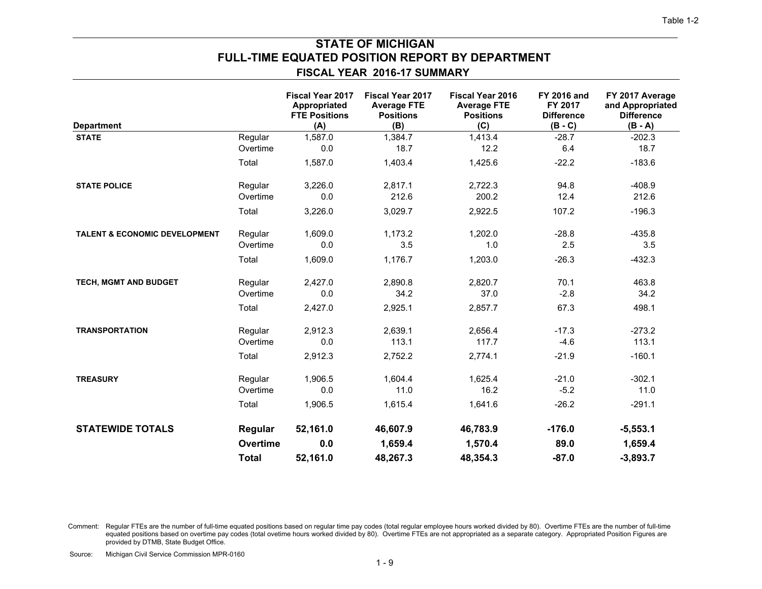Table 1-2

# STATE OF MICHIGAN
## FULL-TIME EQUATED POSITION REPORT BY DEPARTMENT
### FISCAL YEAR 2016-17 SUMMARY

| Department | | Fiscal Year 2017 Appropriated FTE Positions (A) | Fiscal Year 2017 Average FTE Positions (B) | Fiscal Year 2016 Average FTE Positions (C) | FY 2016 and FY 2017 Difference (B - C) | FY 2017 Average and Appropriated Difference (B - A) |
|---|---|---|---|---|---|---|
| **STATE** | Regular | 1,587.0 | 1,384.7 | 1,413.4 | -28.7 | -202.3 |
| | Overtime | 0.0 | 18.7 | 12.2 | 6.4 | 18.7 |
| | Total | 1,587.0 | 1,403.4 | 1,425.6 | -22.2 | -183.6 |
| **STATE POLICE** | Regular | 3,226.0 | 2,817.1 | 2,722.3 | 94.8 | -408.9 |
| | Overtime | 0.0 | 212.6 | 200.2 | 12.4 | 212.6 |
| | Total | 3,226.0 | 3,029.7 | 2,922.5 | 107.2 | -196.3 |
| **TALENT & ECONOMIC DEVELOPMENT** | Regular | 1,609.0 | 1,173.2 | 1,202.0 | -28.8 | -435.8 |
| | Overtime | 0.0 | 3.5 | 1.0 | 2.5 | 3.5 |
| | Total | 1,609.0 | 1,176.7 | 1,203.0 | -26.3 | -432.3 |
| **TECH, MGMT AND BUDGET** | Regular | 2,427.0 | 2,890.8 | 2,820.7 | 70.1 | 463.8 |
| | Overtime | 0.0 | 34.2 | 37.0 | -2.8 | 34.2 |
| | Total | 2,427.0 | 2,925.1 | 2,857.7 | 67.3 | 498.1 |
| **TRANSPORTATION** | Regular | 2,912.3 | 2,639.1 | 2,656.4 | -17.3 | -273.2 |
| | Overtime | 0.0 | 113.1 | 117.7 | -4.6 | 113.1 |
| | Total | 2,912.3 | 2,752.2 | 2,774.1 | -21.9 | -160.1 |
| **TREASURY** | Regular | 1,906.5 | 1,604.4 | 1,625.4 | -21.0 | -302.1 |
| | Overtime | 0.0 | 11.0 | 16.2 | -5.2 | 11.0 |
| | Total | 1,906.5 | 1,615.4 | 1,641.6 | -26.2 | -291.1 |
| **STATEWIDE TOTALS** | **Regular** | **52,161.0** | **46,607.9** | **46,783.9** | **-176.0** | **-5,553.1** |
| | **Overtime** | **0.0** | **1,659.4** | **1,570.4** | **89.0** | **1,659.4** |
| | **Total** | **52,161.0** | **48,267.3** | **48,354.3** | **-87.0** | **-3,893.7** |

Comment: Regular FTEs are the number of full-time equated positions based on regular time pay codes (total regular employee hours worked divided by 80). Overtime FTEs are the number of full-time equated positions based on overtime pay codes (total ovetime hours worked divided by 80). Overtime FTEs are not appropriated as a separate category. Appropriated Position Figures are provided by DTMB, State Budget Office.

Source: Michigan Civil Service Commission MPR-0160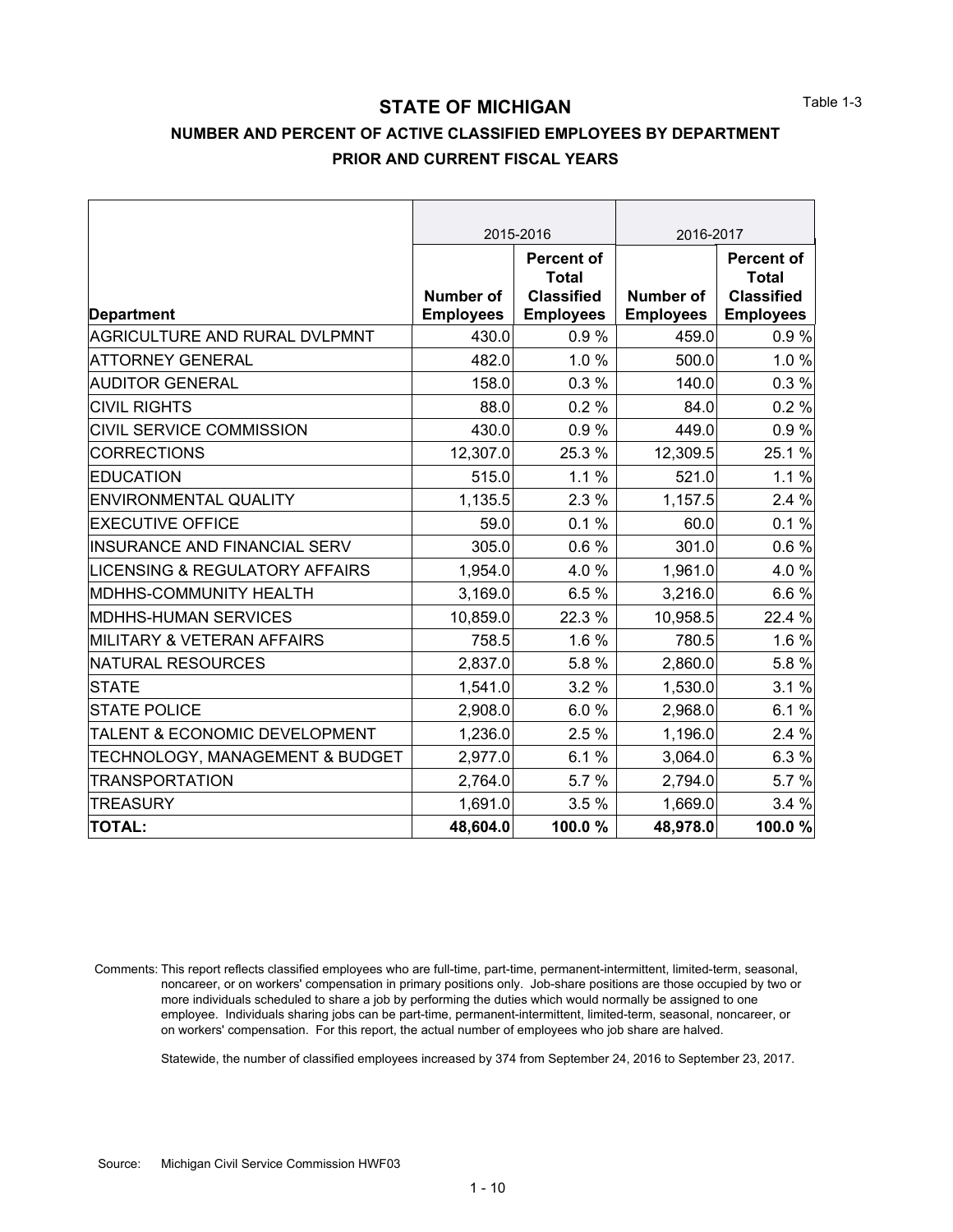Table 1-3

# STATE OF MICHIGAN

## NUMBER AND PERCENT OF ACTIVE CLASSIFIED EMPLOYEES BY DEPARTMENT

### PRIOR AND CURRENT FISCAL YEARS

| | 2015-2016 | | 2016-2017 | |
|---|---|---|---|---|
| **Department** | **Number of Employees** | **Percent of Total Classified Employees** | **Number of Employees** | **Percent of Total Classified Employees** |
| AGRICULTURE AND RURAL DVLPMNT | 430.0 | 0.9 % | 459.0 | 0.9 % |
| ATTORNEY GENERAL | 482.0 | 1.0 % | 500.0 | 1.0 % |
| AUDITOR GENERAL | 158.0 | 0.3 % | 140.0 | 0.3 % |
| CIVIL RIGHTS | 88.0 | 0.2 % | 84.0 | 0.2 % |
| CIVIL SERVICE COMMISSION | 430.0 | 0.9 % | 449.0 | 0.9 % |
| CORRECTIONS | 12,307.0 | 25.3 % | 12,309.5 | 25.1 % |
| EDUCATION | 515.0 | 1.1 % | 521.0 | 1.1 % |
| ENVIRONMENTAL QUALITY | 1,135.5 | 2.3 % | 1,157.5 | 2.4 % |
| EXECUTIVE OFFICE | 59.0 | 0.1 % | 60.0 | 0.1 % |
| INSURANCE AND FINANCIAL SERV | 305.0 | 0.6 % | 301.0 | 0.6 % |
| LICENSING & REGULATORY AFFAIRS | 1,954.0 | 4.0 % | 1,961.0 | 4.0 % |
| MDHHS-COMMUNITY HEALTH | 3,169.0 | 6.5 % | 3,216.0 | 6.6 % |
| MDHHS-HUMAN SERVICES | 10,859.0 | 22.3 % | 10,958.5 | 22.4 % |
| MILITARY & VETERAN AFFAIRS | 758.5 | 1.6 % | 780.5 | 1.6 % |
| NATURAL RESOURCES | 2,837.0 | 5.8 % | 2,860.0 | 5.8 % |
| STATE | 1,541.0 | 3.2 % | 1,530.0 | 3.1 % |
| STATE POLICE | 2,908.0 | 6.0 % | 2,968.0 | 6.1 % |
| TALENT & ECONOMIC DEVELOPMENT | 1,236.0 | 2.5 % | 1,196.0 | 2.4 % |
| TECHNOLOGY, MANAGEMENT & BUDGET | 2,977.0 | 6.1 % | 3,064.0 | 6.3 % |
| TRANSPORTATION | 2,764.0 | 5.7 % | 2,794.0 | 5.7 % |
| TREASURY | 1,691.0 | 3.5 % | 1,669.0 | 3.4 % |
| **TOTAL:** | **48,604.0** | **100.0 %** | **48,978.0** | **100.0 %** |

Comments: This report reflects classified employees who are full-time, part-time, permanent-intermittent, limited-term, seasonal, noncareer, or on workers' compensation in primary positions only. Job-share positions are those occupied by two or more individuals scheduled to share a job by performing the duties which would normally be assigned to one employee. Individuals sharing jobs can be part-time, permanent-intermittent, limited-term, seasonal, noncareer, or on workers' compensation. For this report, the actual number of employees who job share are halved.

Statewide, the number of classified employees increased by 374 from September 24, 2016 to September 23, 2017.

Source: Michigan Civil Service Commission HWF03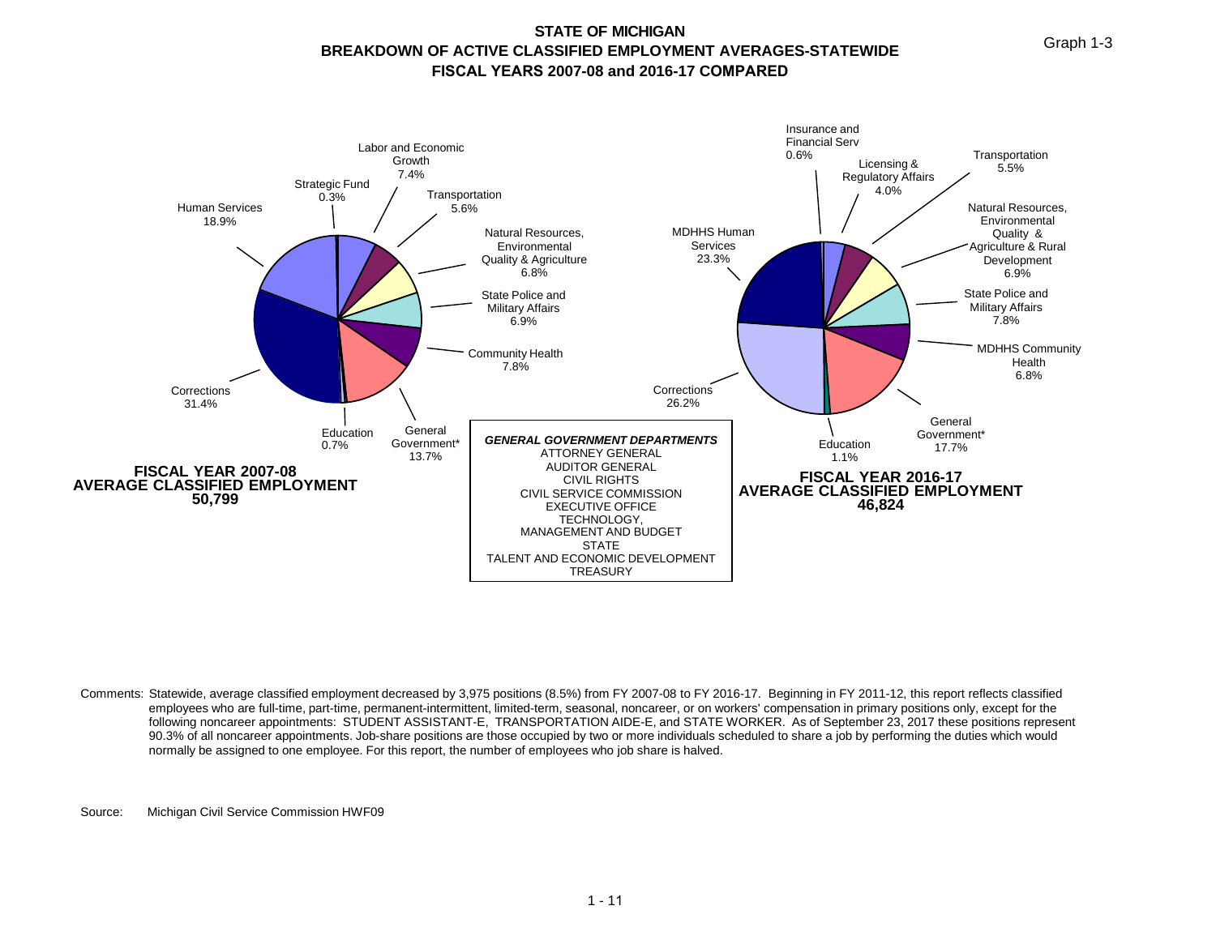# STATE OF MICHIGAN
## BREAKDOWN OF ACTIVE CLASSIFIED EMPLOYMENT AVERAGES-STATEWIDE
## FISCAL YEARS 2007-08 and 2016-17 COMPARED

Graph 1-3

**FISCAL YEAR 2007-08 AVERAGE CLASSIFIED EMPLOYMENT 50,799**

| Department | Percent |
|---|---|
| Human Services | 18.9% |
| Strategic Fund | 0.3% |
| Labor and Economic Growth | 7.4% |
| Transportation | 5.6% |
| Natural Resources, Environmental Quality & Agriculture | 6.8% |
| State Police and Military Affairs | 6.9% |
| Community Health | 7.8% |
| General Government* | 13.7% |
| Education | 0.7% |
| Corrections | 31.4% |

**FISCAL YEAR 2016-17 AVERAGE CLASSIFIED EMPLOYMENT 46,824**

| Department | Percent |
|---|---|
| MDHHS Human Services | 23.3% |
| Insurance and Financial Serv | 0.6% |
| Licensing & Regulatory Affairs | 4.0% |
| Transportation | 5.5% |
| Natural Resources, Environmental Quality & Agriculture & Rural Development | 6.9% |
| State Police and Military Affairs | 7.8% |
| MDHHS Community Health | 6.8% |
| General Government* | 17.7% |
| Education | 1.1% |
| Corrections | 26.2% |

***GENERAL GOVERNMENT DEPARTMENTS***
ATTORNEY GENERAL
AUDITOR GENERAL
CIVIL RIGHTS
CIVIL SERVICE COMMISSION
EXECUTIVE OFFICE
TECHNOLOGY, MANAGEMENT AND BUDGET
STATE
TALENT AND ECONOMIC DEVELOPMENT
TREASURY

Comments: Statewide, average classified employment decreased by 3,975 positions (8.5%) from FY 2007-08 to FY 2016-17. Beginning in FY 2011-12, this report reflects classified employees who are full-time, part-time, permanent-intermittent, limited-term, seasonal, noncareer, or on workers' compensation in primary positions only, except for the following noncareer appointments: STUDENT ASSISTANT-E, TRANSPORTATION AIDE-E, and STATE WORKER. As of September 23, 2017 these positions represent 90.3% of all noncareer appointments. Job-share positions are those occupied by two or more individuals scheduled to share a job by performing the duties which would normally be assigned to one employee. For this report, the number of employees who job share is halved.

Source: Michigan Civil Service Commission HWF09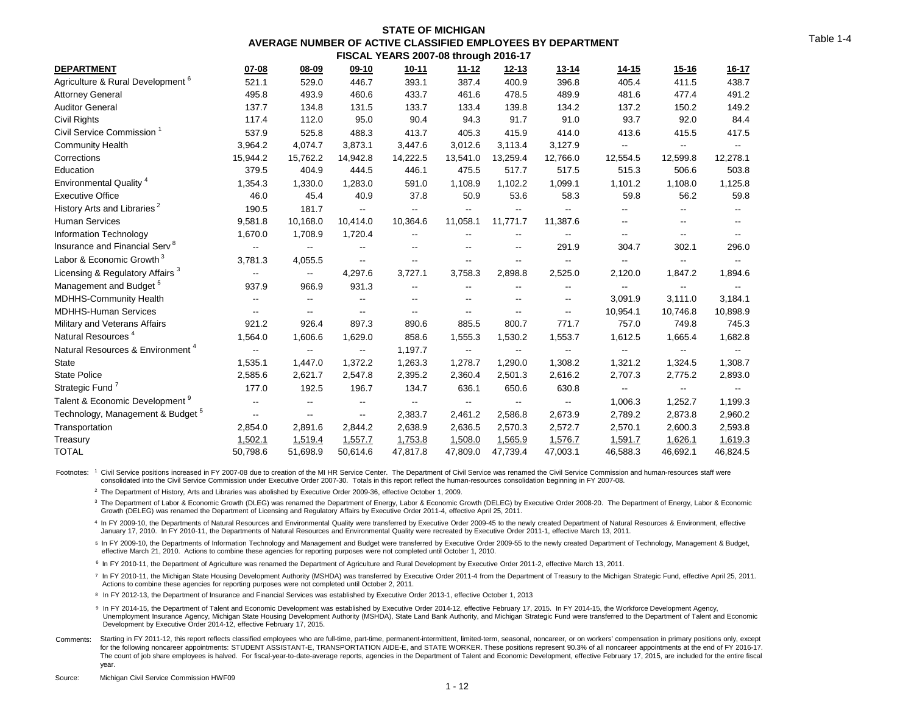Table 1-4

# STATE OF MICHIGAN
## AVERAGE NUMBER OF ACTIVE CLASSIFIED EMPLOYEES BY DEPARTMENT
### FISCAL YEARS 2007-08 through 2016-17

| DEPARTMENT | 07-08 | 08-09 | 09-10 | 10-11 | 11-12 | 12-13 | 13-14 | 14-15 | 15-16 | 16-17 |
|---|---|---|---|---|---|---|---|---|---|---|
| Agriculture & Rural Development [6] | 521.1 | 529.0 | 446.7 | 393.1 | 387.4 | 400.9 | 396.8 | 405.4 | 411.5 | 438.7 |
| Attorney General | 495.8 | 493.9 | 460.6 | 433.7 | 461.6 | 478.5 | 489.9 | 481.6 | 477.4 | 491.2 |
| Auditor General | 137.7 | 134.8 | 131.5 | 133.7 | 133.4 | 139.8 | 134.2 | 137.2 | 150.2 | 149.2 |
| Civil Rights | 117.4 | 112.0 | 95.0 | 90.4 | 94.3 | 91.7 | 91.0 | 93.7 | 92.0 | 84.4 |
| Civil Service Commission [1] | 537.9 | 525.8 | 488.3 | 413.7 | 405.3 | 415.9 | 414.0 | 413.6 | 415.5 | 417.5 |
| Community Health | 3,964.2 | 4,074.7 | 3,873.1 | 3,447.6 | 3,012.6 | 3,113.4 | 3,127.9 | -- | -- | -- |
| Corrections | 15,944.2 | 15,762.2 | 14,942.8 | 14,222.5 | 13,541.0 | 13,259.4 | 12,766.0 | 12,554.5 | 12,599.8 | 12,278.1 |
| Education | 379.5 | 404.9 | 444.5 | 446.1 | 475.5 | 517.7 | 517.5 | 515.3 | 506.6 | 503.8 |
| Environmental Quality [4] | 1,354.3 | 1,330.0 | 1,283.0 | 591.0 | 1,108.9 | 1,102.2 | 1,099.1 | 1,101.2 | 1,108.0 | 1,125.8 |
| Executive Office | 46.0 | 45.4 | 40.9 | 37.8 | 50.9 | 53.6 | 58.3 | 59.8 | 56.2 | 59.8 |
| History Arts and Libraries [2] | 190.5 | 181.7 | -- | -- | -- | -- | -- | -- | -- | -- |
| Human Services | 9,581.8 | 10,168.0 | 10,414.0 | 10,364.6 | 11,058.1 | 11,771.7 | 11,387.6 | -- | -- | -- |
| Information Technology | 1,670.0 | 1,708.9 | 1,720.4 | -- | -- | -- | -- | -- | -- | -- |
| Insurance and Financial Serv [8] | -- | -- | -- | -- | -- | -- | 291.9 | 304.7 | 302.1 | 296.0 |
| Labor & Economic Growth [3] | 3,781.3 | 4,055.5 | -- | -- | -- | -- | -- | -- | -- | -- |
| Licensing & Regulatory Affairs [3] | -- | -- | 4,297.6 | 3,727.1 | 3,758.3 | 2,898.8 | 2,525.0 | 2,120.0 | 1,847.2 | 1,894.6 |
| Management and Budget [5] | 937.9 | 966.9 | 931.3 | -- | -- | -- | -- | -- | -- | -- |
| MDHHS-Community Health | -- | -- | -- | -- | -- | -- | -- | 3,091.9 | 3,111.0 | 3,184.1 |
| MDHHS-Human Services | -- | -- | -- | -- | -- | -- | -- | 10,954.1 | 10,746.8 | 10,898.9 |
| Military and Veterans Affairs | 921.2 | 926.4 | 897.3 | 890.6 | 885.5 | 800.7 | 771.7 | 757.0 | 749.8 | 745.3 |
| Natural Resources [4] | 1,564.0 | 1,606.6 | 1,629.0 | 858.6 | 1,555.3 | 1,530.2 | 1,553.7 | 1,612.5 | 1,665.4 | 1,682.8 |
| Natural Resources & Environment [4] | -- | -- | -- | 1,197.7 | -- | -- | -- | -- | -- | -- |
| State | 1,535.1 | 1,447.0 | 1,372.2 | 1,263.3 | 1,278.7 | 1,290.0 | 1,308.2 | 1,321.2 | 1,324.5 | 1,308.7 |
| State Police | 2,585.6 | 2,621.7 | 2,547.8 | 2,395.2 | 2,360.4 | 2,501.3 | 2,616.2 | 2,707.3 | 2,775.2 | 2,893.0 |
| Strategic Fund [7] | 177.0 | 192.5 | 196.7 | 134.7 | 636.1 | 650.6 | 630.8 | -- | -- | -- |
| Talent & Economic Development [9] | -- | -- | -- | -- | -- | -- | -- | 1,006.3 | 1,252.7 | 1,199.3 |
| Technology, Management & Budget [5] | -- | -- | -- | 2,383.7 | 2,461.2 | 2,586.8 | 2,673.9 | 2,789.2 | 2,873.8 | 2,960.2 |
| Transportation | 2,854.0 | 2,891.6 | 2,844.2 | 2,638.9 | 2,636.5 | 2,570.3 | 2,572.7 | 2,570.1 | 2,600.3 | 2,593.8 |
| Treasury | 1,502.1 | 1,519.4 | 1,557.7 | 1,753.8 | 1,508.0 | 1,565.9 | 1,576.7 | 1,591.7 | 1,626.1 | 1,619.3 |
| TOTAL | 50,798.6 | 51,698.9 | 50,614.6 | 47,817.8 | 47,809.0 | 47,739.4 | 47,003.1 | 46,588.3 | 46,692.1 | 46,824.5 |

Footnotes:
[1] Civil Service positions increased in FY 2007-08 due to creation of the MI HR Service Center. The Department of Civil Service was renamed the Civil Service Commission and human-resources staff were consolidated into the Civil Service Commission under Executive Order 2007-30. Totals in this report reflect the human-resources consolidation beginning in FY 2007-08.

[2] The Department of History, Arts and Libraries was abolished by Executive Order 2009-36, effective October 1, 2009.

[3] The Department of Labor & Economic Growth (DLEG) was renamed the Department of Energy, Labor & Economic Growth (DELEG) by Executive Order 2008-20. The Department of Energy, Labor & Economic Growth (DELEG) was renamed the Department of Licensing and Regulatory Affairs by Executive Order 2011-4, effective April 25, 2011.

[4] In FY 2009-10, the Departments of Natural Resources and Environmental Quality were transferred by Executive Order 2009-45 to the newly created Department of Natural Resources & Environment, effective January 17, 2010. In FY 2010-11, the Departments of Natural Resources and Environmental Quality were recreated by Executive Order 2011-1, effective March 13, 2011.

[5] In FY 2009-10, the Departments of Information Technology and Management and Budget were transferred by Executive Order 2009-55 to the newly created Department of Technology, Management & Budget, effective March 21, 2010. Actions to combine these agencies for reporting purposes were not completed until October 1, 2010.

[6] In FY 2010-11, the Department of Agriculture was renamed the Department of Agriculture and Rural Development by Executive Order 2011-2, effective March 13, 2011.

[7] In FY 2010-11, the Michigan State Housing Development Authority (MSHDA) was transferred by Executive Order 2011-4 from the Department of Treasury to the Michigan Strategic Fund, effective April 25, 2011. Actions to combine these agencies for reporting purposes were not completed until October 2, 2011.

[8] In FY 2012-13, the Department of Insurance and Financial Services was established by Executive Order 2013-1, effective October 1, 2013

[9] In FY 2014-15, the Department of Talent and Economic Development was established by Executive Order 2014-12, effective February 17, 2015. In FY 2014-15, the Workforce Development Agency, Unemployment Insurance Agency, Michigan State Housing Development Authority (MSHDA), State Land Bank Authority, and Michigan Strategic Fund were transferred to the Department of Talent and Economic Development by Executive Order 2014-12, effective February 17, 2015.

Comments: Starting in FY 2011-12, this report reflects classified employees who are full-time, part-time, permanent-intermittent, limited-term, seasonal, noncareer, or on workers' compensation in primary positions only, except for the following noncareer appointments: STUDENT ASSISTANT-E, TRANSPORTATION AIDE-E, and STATE WORKER. These positions represent 90.3% of all noncareer appointments at the end of FY 2016-17. The count of job share employees is halved. For fiscal-year-to-date-average reports, agencies in the Department of Talent and Economic Development, effective February 17, 2015, are included for the entire fiscal year.

Source: Michigan Civil Service Commission HWF09